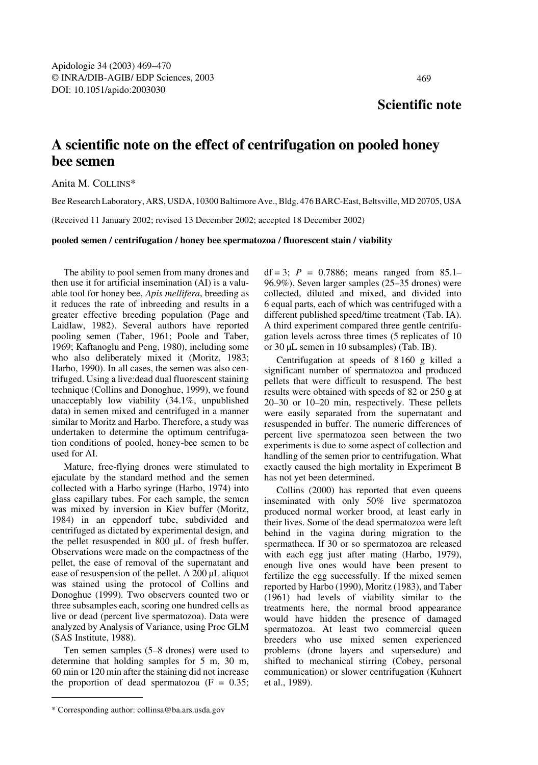Apidologie 34 (2003) 469–470
© INRA/DIB-AGIB/ EDP Sciences, 2003
DOI: 10.1051/apido:2003030

**Scientific note**

# A scientific note on the effect of centrifugation on pooled honey bee semen

Anita M. COLLINS*

Bee Research Laboratory, ARS, USDA, 10300 Baltimore Ave., Bldg. 476 BARC-East, Beltsville, MD 20705, USA

(Received 11 January 2002; revised 13 December 2002; accepted 18 December 2002)

**pooled semen / centrifugation / honey bee spermatozoa / fluorescent stain / viability**

The ability to pool semen from many drones and then use it for artificial insemination (AI) is a valuable tool for honey bee, *Apis mellifera*, breeding as it reduces the rate of inbreeding and results in a greater effective breeding population (Page and Laidlaw, 1982). Several authors have reported pooling semen (Taber, 1961; Poole and Taber, 1969; Kaftanoglu and Peng, 1980), including some who also deliberately mixed it (Moritz, 1983; Harbo, 1990). In all cases, the semen was also centrifuged. Using a live:dead dual fluorescent staining technique (Collins and Donoghue, 1999), we found unacceptably low viability (34.1%, unpublished data) in semen mixed and centrifuged in a manner similar to Moritz and Harbo. Therefore, a study was undertaken to determine the optimum centrifugation conditions of pooled, honey-bee semen to be used for AI.

Mature, free-flying drones were stimulated to ejaculate by the standard method and the semen collected with a Harbo syringe (Harbo, 1974) into glass capillary tubes. For each sample, the semen was mixed by inversion in Kiev buffer (Moritz, 1984) in an eppendorf tube, subdivided and centrifuged as dictated by experimental design, and the pellet resuspended in 800 µL of fresh buffer. Observations were made on the compactness of the pellet, the ease of removal of the supernatant and ease of resuspension of the pellet. A 200 µL aliquot was stained using the protocol of Collins and Donoghue (1999). Two observers counted two or three subsamples each, scoring one hundred cells as live or dead (percent live spermatozoa). Data were analyzed by Analysis of Variance, using Proc GLM (SAS Institute, 1988).

Ten semen samples (5–8 drones) were used to determine that holding samples for 5 m, 30 m, 60 min or 120 min after the staining did not increase the proportion of dead spermatozoa ($F = 0.35$; $df = 3$; $P = 0.7886$; means ranged from 85.1–96.9%). Seven larger samples (25–35 drones) were collected, diluted and mixed, and divided into 6 equal parts, each of which was centrifuged with a different published speed/time treatment (Tab. IA). A third experiment compared three gentle centrifugation levels across three times (5 replicates of 10 or 30 µL semen in 10 subsamples) (Tab. IB).

Centrifugation at speeds of 8 160 g killed a significant number of spermatozoa and produced pellets that were difficult to resuspend. The best results were obtained with speeds of 82 or 250 g at 20–30 or 10–20 min, respectively. These pellets were easily separated from the supernatant and resuspended in buffer. The numeric differences of percent live spermatozoa seen between the two experiments is due to some aspect of collection and handling of the semen prior to centrifugation. What exactly caused the high mortality in Experiment B has not yet been determined.

Collins (2000) has reported that even queens inseminated with only 50% live spermatozoa produced normal worker brood, at least early in their lives. Some of the dead spermatozoa were left behind in the vagina during migration to the spermatheca. If 30 or so spermatozoa are released with each egg just after mating (Harbo, 1979), enough live ones would have been present to fertilize the egg successfully. If the mixed semen reported by Harbo (1990), Moritz (1983), and Taber (1961) had levels of viability similar to the treatments here, the normal brood appearance would have hidden the presence of damaged spermatozoa. At least two commercial queen breeders who use mixed semen experienced problems (drone layers and supersedure) and shifted to mechanical stirring (Cobey, personal communication) or slower centrifugation (Kuhnert et al., 1989).

* Corresponding author: collinsa@ba.ars.usda.gov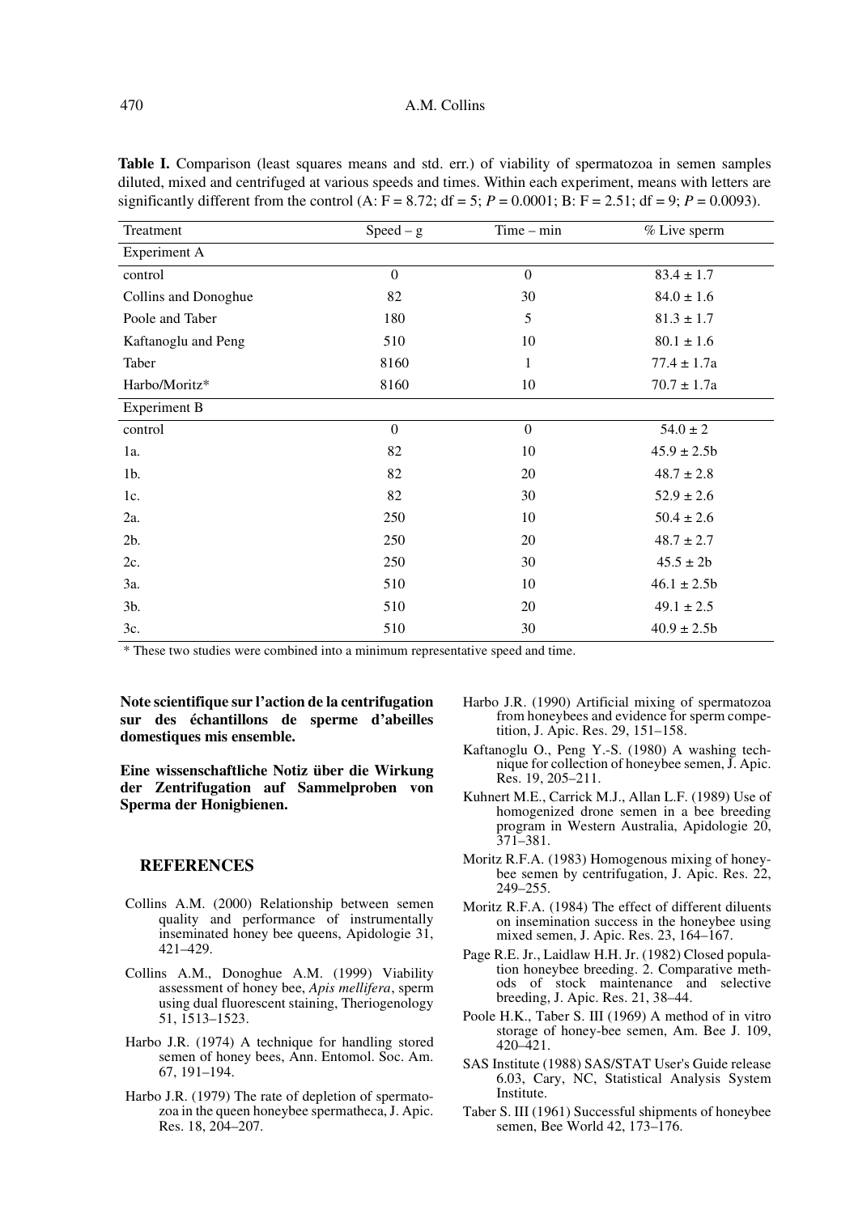**Table I.** Comparison (least squares means and std. err.) of viability of spermatozoa in semen samples diluted, mixed and centrifuged at various speeds and times. Within each experiment, means with letters are significantly different from the control (A: $F = 8.72$; df = 5; $P = 0.0001$; B: $F = 2.51$; df = 9; $P = 0.0093$).

| Treatment | Speed – g | Time – min | % Live sperm |
|---|---|---|---|
| Experiment A | | | |
| control | 0 | 0 | 83.4 ± 1.7 |
| Collins and Donoghue | 82 | 30 | 84.0 ± 1.6 |
| Poole and Taber | 180 | 5 | 81.3 ± 1.7 |
| Kaftanoglu and Peng | 510 | 10 | 80.1 ± 1.6 |
| Taber | 8160 | 1 | 77.4 ± 1.7a |
| Harbo/Moritz* | 8160 | 10 | 70.7 ± 1.7a |
| Experiment B | | | |
| control | 0 | 0 | 54.0 ± 2 |
| 1a. | 82 | 10 | 45.9 ± 2.5b |
| 1b. | 82 | 20 | 48.7 ± 2.8 |
| 1c. | 82 | 30 | 52.9 ± 2.6 |
| 2a. | 250 | 10 | 50.4 ± 2.6 |
| 2b. | 250 | 20 | 48.7 ± 2.7 |
| 2c. | 250 | 30 | 45.5 ± 2b |
| 3a. | 510 | 10 | 46.1 ± 2.5b |
| 3b. | 510 | 20 | 49.1 ± 2.5 |
| 3c. | 510 | 30 | 40.9 ± 2.5b |

\* These two studies were combined into a minimum representative speed and time.

**Note scientifique sur l'action de la centrifugation sur des échantillons de sperme d'abeilles domestiques mis ensemble.**

**Eine wissenschaftliche Notiz über die Wirkung der Zentrifugation auf Sammelproben von Sperma der Honigbienen.**

## REFERENCES

Collins A.M. (2000) Relationship between semen quality and performance of instrumentally inseminated honey bee queens, Apidologie 31, 421–429.

Collins A.M., Donoghue A.M. (1999) Viability assessment of honey bee, *Apis mellifera*, sperm using dual fluorescent staining, Theriogenology 51, 1513–1523.

Harbo J.R. (1974) A technique for handling stored semen of honey bees, Ann. Entomol. Soc. Am. 67, 191–194.

Harbo J.R. (1979) The rate of depletion of spermatozoa in the queen honeybee spermatheca, J. Apic. Res. 18, 204–207.

Harbo J.R. (1990) Artificial mixing of spermatozoa from honeybees and evidence for sperm competition, J. Apic. Res. 29, 151–158.

Kaftanoglu O., Peng Y.-S. (1980) A washing technique for collection of honeybee semen, J. Apic. Res. 19, 205–211.

Kuhnert M.E., Carrick M.J., Allan L.F. (1989) Use of homogenized drone semen in a bee breeding program in Western Australia, Apidologie 20, 371–381.

Moritz R.F.A. (1983) Homogenous mixing of honeybee semen by centrifugation, J. Apic. Res. 22, 249–255.

Moritz R.F.A. (1984) The effect of different diluents on insemination success in the honeybee using mixed semen, J. Apic. Res. 23, 164–167.

Page R.E. Jr., Laidlaw H.H. Jr. (1982) Closed population honeybee breeding. 2. Comparative methods of stock maintenance and selective breeding, J. Apic. Res. 21, 38–44.

Poole H.K., Taber S. III (1969) A method of in vitro storage of honey-bee semen, Am. Bee J. 109, 420–421.

SAS Institute (1988) SAS/STAT User's Guide release 6.03, Cary, NC, Statistical Analysis System Institute.

Taber S. III (1961) Successful shipments of honeybee semen, Bee World 42, 173–176.